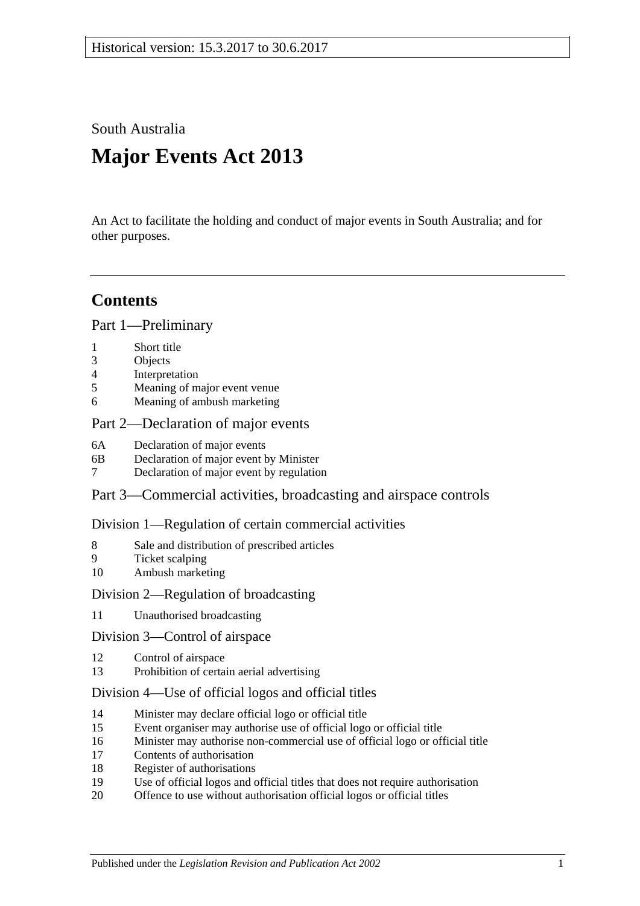Historical version: 15.3.2017 to 30.6.2017

South Australia

# Major Events Act 2013

An Act to facilitate the holding and conduct of major events in South Australia; and for other purposes.

## Contents

### Part 1—Preliminary

1 Short title
3 Objects
4 Interpretation
5 Meaning of major event venue
6 Meaning of ambush marketing

### Part 2—Declaration of major events

6A Declaration of major events
6B Declaration of major event by Minister
7 Declaration of major event by regulation

### Part 3—Commercial activities, broadcasting and airspace controls

#### Division 1—Regulation of certain commercial activities

8 Sale and distribution of prescribed articles
9 Ticket scalping
10 Ambush marketing

#### Division 2—Regulation of broadcasting

11 Unauthorised broadcasting

#### Division 3—Control of airspace

12 Control of airspace
13 Prohibition of certain aerial advertising

#### Division 4—Use of official logos and official titles

14 Minister may declare official logo or official title
15 Event organiser may authorise use of official logo or official title
16 Minister may authorise non-commercial use of official logo or official title
17 Contents of authorisation
18 Register of authorisations
19 Use of official logos and official titles that does not require authorisation
20 Offence to use without authorisation official logos or official titles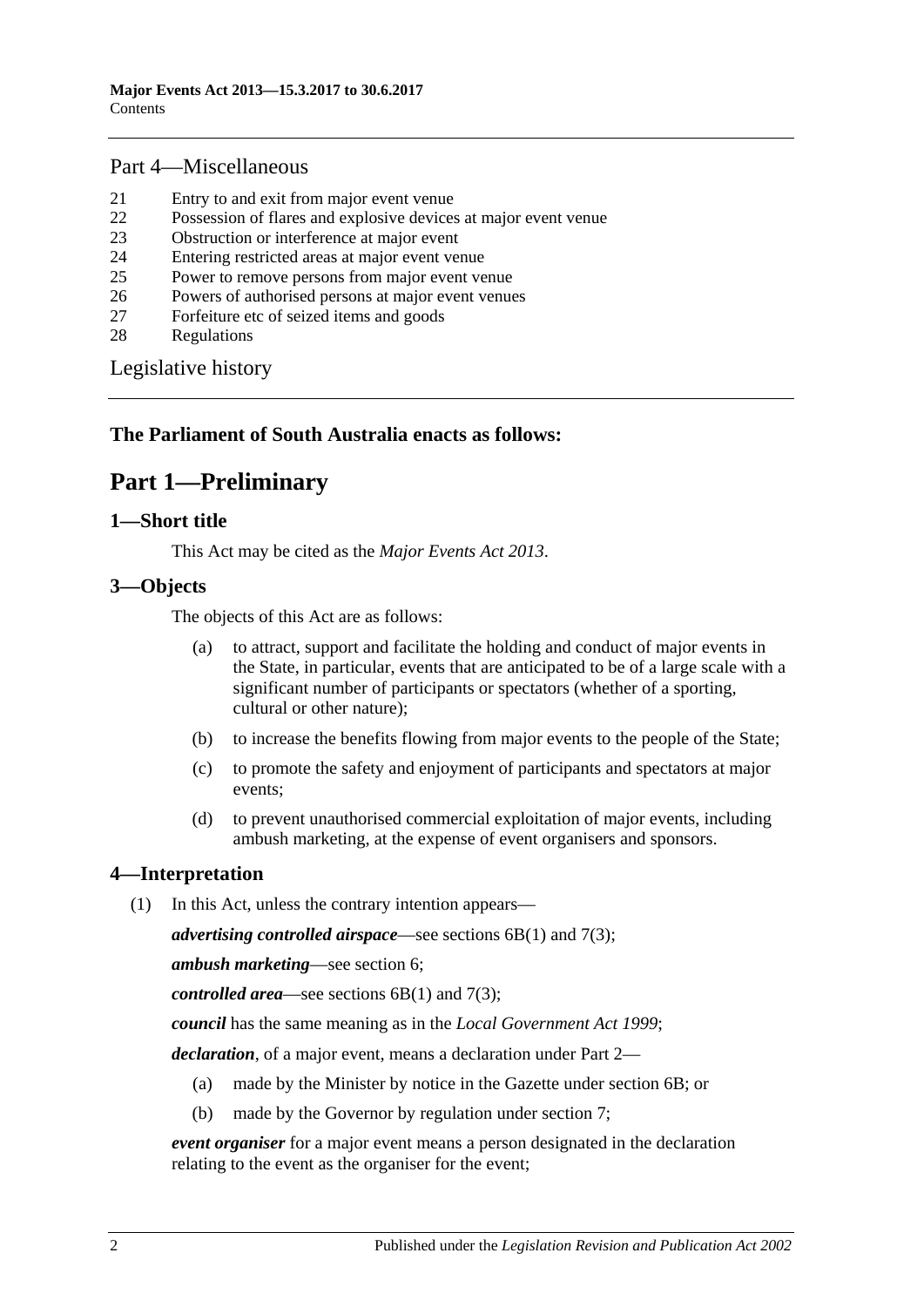## Part 4—Miscellaneous

21 Entry to and exit from major event venue
22 Possession of flares and explosive devices at major event venue
23 Obstruction or interference at major event
24 Entering restricted areas at major event venue
25 Power to remove persons from major event venue
26 Powers of authorised persons at major event venues
27 Forfeiture etc of seized items and goods
28 Regulations

## Legislative history

**The Parliament of South Australia enacts as follows:**

# Part 1—Preliminary

### 1—Short title

This Act may be cited as the *Major Events Act 2013*.

### 3—Objects

The objects of this Act are as follows:

(a) to attract, support and facilitate the holding and conduct of major events in the State, in particular, events that are anticipated to be of a large scale with a significant number of participants or spectators (whether of a sporting, cultural or other nature);

(b) to increase the benefits flowing from major events to the people of the State;

(c) to promote the safety and enjoyment of participants and spectators at major events;

(d) to prevent unauthorised commercial exploitation of major events, including ambush marketing, at the expense of event organisers and sponsors.

### 4—Interpretation

(1) In this Act, unless the contrary intention appears—

***advertising controlled airspace***—see sections 6B(1) and 7(3);

***ambush marketing***—see section 6;

***controlled area***—see sections 6B(1) and 7(3);

***council*** has the same meaning as in the *Local Government Act 1999*;

***declaration***, of a major event, means a declaration under Part 2—

(a) made by the Minister by notice in the Gazette under section 6B; or

(b) made by the Governor by regulation under section 7;

***event organiser*** for a major event means a person designated in the declaration relating to the event as the organiser for the event;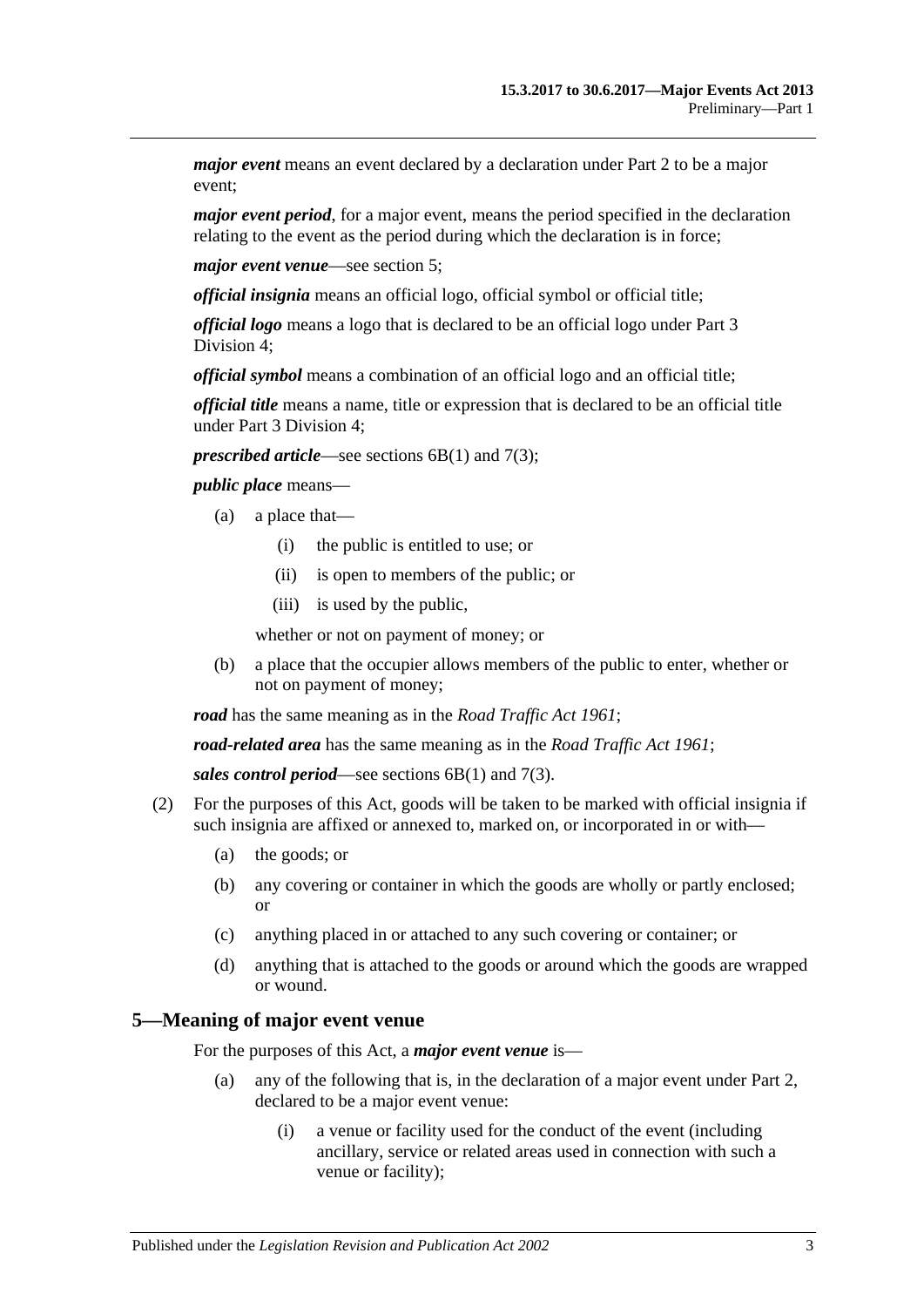***major event*** means an event declared by a declaration under Part 2 to be a major event;

***major event period***, for a major event, means the period specified in the declaration relating to the event as the period during which the declaration is in force;

***major event venue***—see section 5;

***official insignia*** means an official logo, official symbol or official title;

***official logo*** means a logo that is declared to be an official logo under Part 3 Division 4;

***official symbol*** means a combination of an official logo and an official title;

***official title*** means a name, title or expression that is declared to be an official title under Part 3 Division 4;

***prescribed article***—see sections 6B(1) and 7(3);

***public place*** means—

(a) a place that—

(i) the public is entitled to use; or

(ii) is open to members of the public; or

(iii) is used by the public,

whether or not on payment of money; or

(b) a place that the occupier allows members of the public to enter, whether or not on payment of money;

***road*** has the same meaning as in the *Road Traffic Act 1961*;

***road-related area*** has the same meaning as in the *Road Traffic Act 1961*;

***sales control period***—see sections 6B(1) and 7(3).

(2) For the purposes of this Act, goods will be taken to be marked with official insignia if such insignia are affixed or annexed to, marked on, or incorporated in or with—

(a) the goods; or

(b) any covering or container in which the goods are wholly or partly enclosed; or

(c) anything placed in or attached to any such covering or container; or

(d) anything that is attached to the goods or around which the goods are wrapped or wound.

## 5—Meaning of major event venue

For the purposes of this Act, a ***major event venue*** is—

(a) any of the following that is, in the declaration of a major event under Part 2, declared to be a major event venue:

(i) a venue or facility used for the conduct of the event (including ancillary, service or related areas used in connection with such a venue or facility);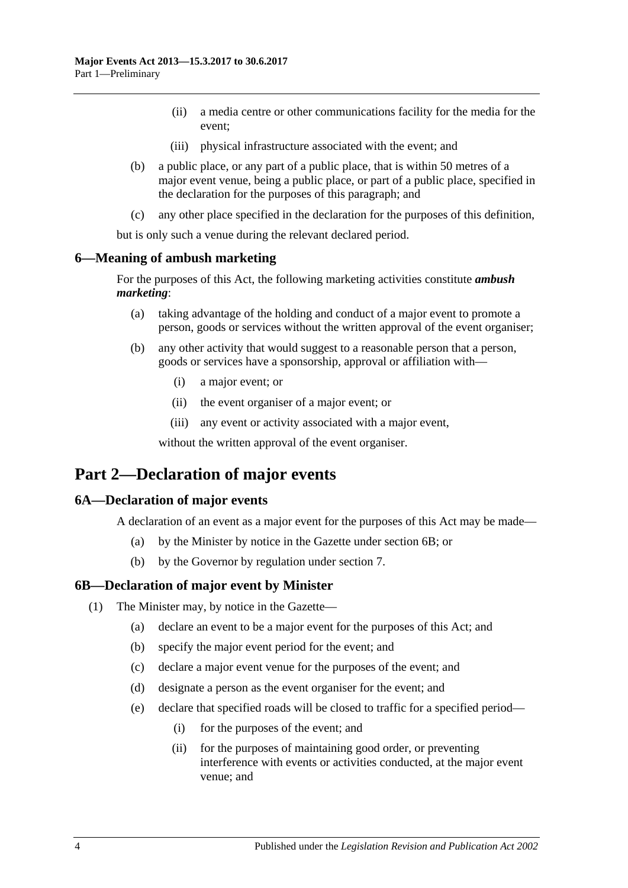(ii) a media centre or other communications facility for the media for the event;

(iii) physical infrastructure associated with the event; and

(b) a public place, or any part of a public place, that is within 50 metres of a major event venue, being a public place, or part of a public place, specified in the declaration for the purposes of this paragraph; and

(c) any other place specified in the declaration for the purposes of this definition,

but is only such a venue during the relevant declared period.

### 6—Meaning of ambush marketing

For the purposes of this Act, the following marketing activities constitute ***ambush marketing***:

(a) taking advantage of the holding and conduct of a major event to promote a person, goods or services without the written approval of the event organiser;

(b) any other activity that would suggest to a reasonable person that a person, goods or services have a sponsorship, approval or affiliation with—

(i) a major event; or

(ii) the event organiser of a major event; or

(iii) any event or activity associated with a major event,

without the written approval of the event organiser.

## Part 2—Declaration of major events

### 6A—Declaration of major events

A declaration of an event as a major event for the purposes of this Act may be made—

(a) by the Minister by notice in the Gazette under section 6B; or

(b) by the Governor by regulation under section 7.

### 6B—Declaration of major event by Minister

(1) The Minister may, by notice in the Gazette—

(a) declare an event to be a major event for the purposes of this Act; and

(b) specify the major event period for the event; and

(c) declare a major event venue for the purposes of the event; and

(d) designate a person as the event organiser for the event; and

(e) declare that specified roads will be closed to traffic for a specified period—

(i) for the purposes of the event; and

(ii) for the purposes of maintaining good order, or preventing interference with events or activities conducted, at the major event venue; and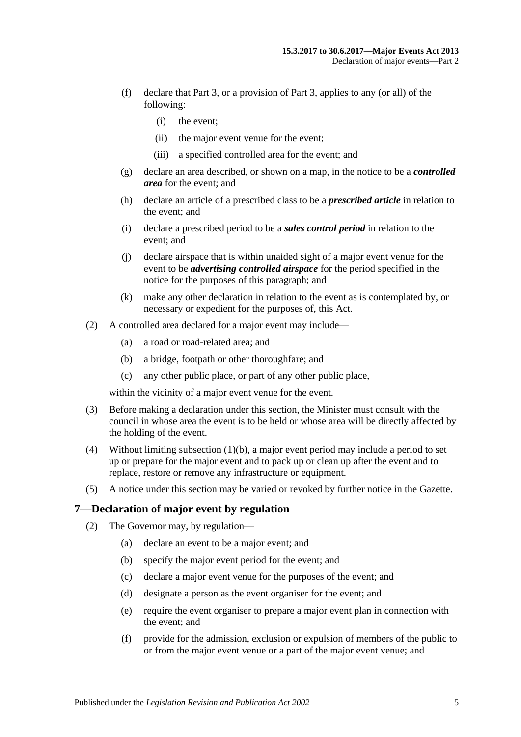(f) declare that Part 3, or a provision of Part 3, applies to any (or all) of the following:

(i) the event;

(ii) the major event venue for the event;

(iii) a specified controlled area for the event; and

(g) declare an area described, or shown on a map, in the notice to be a ***controlled area*** for the event; and

(h) declare an article of a prescribed class to be a ***prescribed article*** in relation to the event; and

(i) declare a prescribed period to be a ***sales control period*** in relation to the event; and

(j) declare airspace that is within unaided sight of a major event venue for the event to be ***advertising controlled airspace*** for the period specified in the notice for the purposes of this paragraph; and

(k) make any other declaration in relation to the event as is contemplated by, or necessary or expedient for the purposes of, this Act.

(2) A controlled area declared for a major event may include—

(a) a road or road-related area; and

(b) a bridge, footpath or other thoroughfare; and

(c) any other public place, or part of any other public place,

within the vicinity of a major event venue for the event.

(3) Before making a declaration under this section, the Minister must consult with the council in whose area the event is to be held or whose area will be directly affected by the holding of the event.

(4) Without limiting subsection (1)(b), a major event period may include a period to set up or prepare for the major event and to pack up or clean up after the event and to replace, restore or remove any infrastructure or equipment.

(5) A notice under this section may be varied or revoked by further notice in the Gazette.

## 7—Declaration of major event by regulation

(2) The Governor may, by regulation—

(a) declare an event to be a major event; and

(b) specify the major event period for the event; and

(c) declare a major event venue for the purposes of the event; and

(d) designate a person as the event organiser for the event; and

(e) require the event organiser to prepare a major event plan in connection with the event; and

(f) provide for the admission, exclusion or expulsion of members of the public to or from the major event venue or a part of the major event venue; and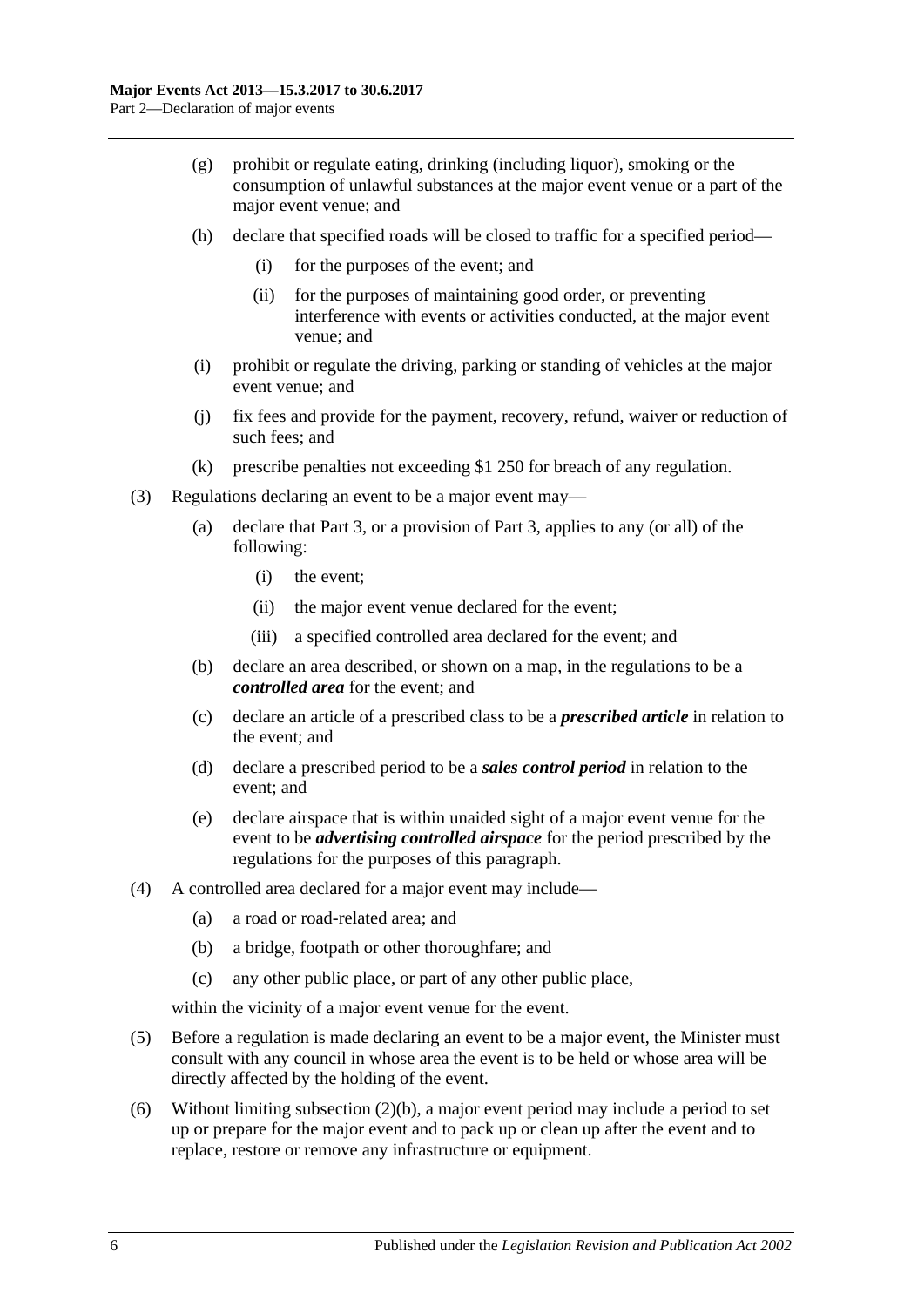(g) prohibit or regulate eating, drinking (including liquor), smoking or the consumption of unlawful substances at the major event venue or a part of the major event venue; and

(h) declare that specified roads will be closed to traffic for a specified period—

(i) for the purposes of the event; and

(ii) for the purposes of maintaining good order, or preventing interference with events or activities conducted, at the major event venue; and

(i) prohibit or regulate the driving, parking or standing of vehicles at the major event venue; and

(j) fix fees and provide for the payment, recovery, refund, waiver or reduction of such fees; and

(k) prescribe penalties not exceeding $1 250 for breach of any regulation.

(3) Regulations declaring an event to be a major event may—

(a) declare that Part 3, or a provision of Part 3, applies to any (or all) of the following:

(i) the event;

(ii) the major event venue declared for the event;

(iii) a specified controlled area declared for the event; and

(b) declare an area described, or shown on a map, in the regulations to be a ***controlled area*** for the event; and

(c) declare an article of a prescribed class to be a ***prescribed article*** in relation to the event; and

(d) declare a prescribed period to be a ***sales control period*** in relation to the event; and

(e) declare airspace that is within unaided sight of a major event venue for the event to be ***advertising controlled airspace*** for the period prescribed by the regulations for the purposes of this paragraph.

(4) A controlled area declared for a major event may include—

(a) a road or road-related area; and

(b) a bridge, footpath or other thoroughfare; and

(c) any other public place, or part of any other public place,

within the vicinity of a major event venue for the event.

(5) Before a regulation is made declaring an event to be a major event, the Minister must consult with any council in whose area the event is to be held or whose area will be directly affected by the holding of the event.

(6) Without limiting subsection (2)(b), a major event period may include a period to set up or prepare for the major event and to pack up or clean up after the event and to replace, restore or remove any infrastructure or equipment.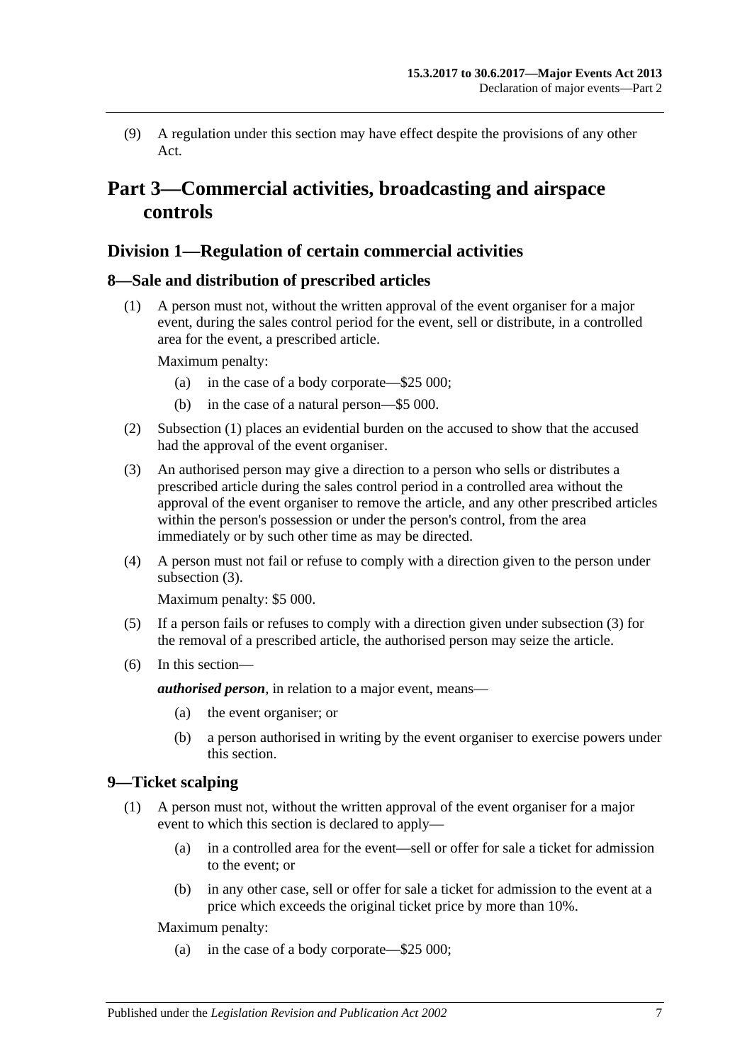(9) A regulation under this section may have effect despite the provisions of any other Act.

# Part 3—Commercial activities, broadcasting and airspace controls

## Division 1—Regulation of certain commercial activities

### 8—Sale and distribution of prescribed articles

(1) A person must not, without the written approval of the event organiser for a major event, during the sales control period for the event, sell or distribute, in a controlled area for the event, a prescribed article.

Maximum penalty:

(a) in the case of a body corporate—$25 000;

(b) in the case of a natural person—$5 000.

(2) Subsection (1) places an evidential burden on the accused to show that the accused had the approval of the event organiser.

(3) An authorised person may give a direction to a person who sells or distributes a prescribed article during the sales control period in a controlled area without the approval of the event organiser to remove the article, and any other prescribed articles within the person's possession or under the person's control, from the area immediately or by such other time as may be directed.

(4) A person must not fail or refuse to comply with a direction given to the person under subsection (3).

Maximum penalty: $5 000.

(5) If a person fails or refuses to comply with a direction given under subsection (3) for the removal of a prescribed article, the authorised person may seize the article.

(6) In this section—

***authorised person***, in relation to a major event, means—

(a) the event organiser; or

(b) a person authorised in writing by the event organiser to exercise powers under this section.

### 9—Ticket scalping

(1) A person must not, without the written approval of the event organiser for a major event to which this section is declared to apply—

(a) in a controlled area for the event—sell or offer for sale a ticket for admission to the event; or

(b) in any other case, sell or offer for sale a ticket for admission to the event at a price which exceeds the original ticket price by more than 10%.

Maximum penalty:

(a) in the case of a body corporate—$25 000;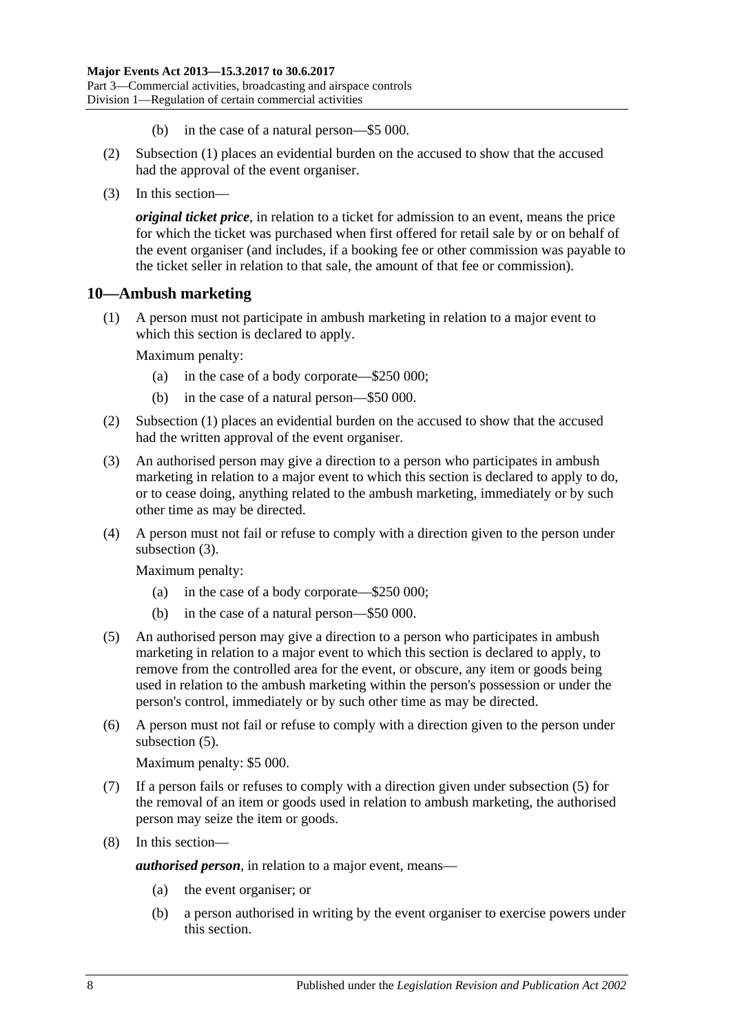(b) in the case of a natural person—\$5 000.

(2) Subsection (1) places an evidential burden on the accused to show that the accused had the approval of the event organiser.

(3) In this section—

***original ticket price***, in relation to a ticket for admission to an event, means the price for which the ticket was purchased when first offered for retail sale by or on behalf of the event organiser (and includes, if a booking fee or other commission was payable to the ticket seller in relation to that sale, the amount of that fee or commission).

## 10—Ambush marketing

(1) A person must not participate in ambush marketing in relation to a major event to which this section is declared to apply.

Maximum penalty:

(a) in the case of a body corporate—\$250 000;

(b) in the case of a natural person—\$50 000.

(2) Subsection (1) places an evidential burden on the accused to show that the accused had the written approval of the event organiser.

(3) An authorised person may give a direction to a person who participates in ambush marketing in relation to a major event to which this section is declared to apply to do, or to cease doing, anything related to the ambush marketing, immediately or by such other time as may be directed.

(4) A person must not fail or refuse to comply with a direction given to the person under subsection (3).

Maximum penalty:

(a) in the case of a body corporate—\$250 000;

(b) in the case of a natural person—\$50 000.

(5) An authorised person may give a direction to a person who participates in ambush marketing in relation to a major event to which this section is declared to apply, to remove from the controlled area for the event, or obscure, any item or goods being used in relation to the ambush marketing within the person's possession or under the person's control, immediately or by such other time as may be directed.

(6) A person must not fail or refuse to comply with a direction given to the person under subsection (5).

Maximum penalty: \$5 000.

(7) If a person fails or refuses to comply with a direction given under subsection (5) for the removal of an item or goods used in relation to ambush marketing, the authorised person may seize the item or goods.

(8) In this section—

***authorised person***, in relation to a major event, means—

(a) the event organiser; or

(b) a person authorised in writing by the event organiser to exercise powers under this section.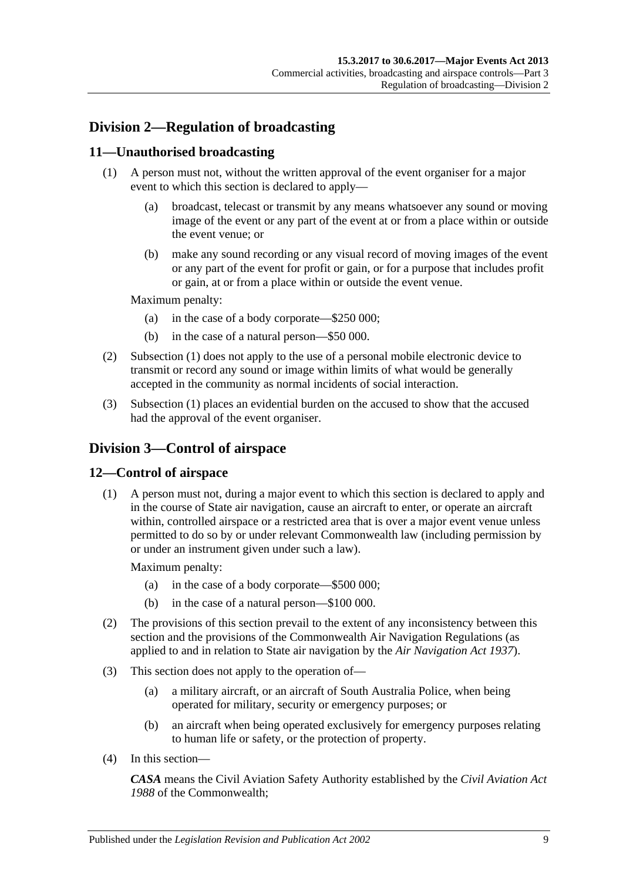## Division 2—Regulation of broadcasting

### 11—Unauthorised broadcasting

(1) A person must not, without the written approval of the event organiser for a major event to which this section is declared to apply—

(a) broadcast, telecast or transmit by any means whatsoever any sound or moving image of the event or any part of the event at or from a place within or outside the event venue; or

(b) make any sound recording or any visual record of moving images of the event or any part of the event for profit or gain, or for a purpose that includes profit or gain, at or from a place within or outside the event venue.

Maximum penalty:

(a) in the case of a body corporate—$250 000;

(b) in the case of a natural person—$50 000.

(2) Subsection (1) does not apply to the use of a personal mobile electronic device to transmit or record any sound or image within limits of what would be generally accepted in the community as normal incidents of social interaction.

(3) Subsection (1) places an evidential burden on the accused to show that the accused had the approval of the event organiser.

## Division 3—Control of airspace

### 12—Control of airspace

(1) A person must not, during a major event to which this section is declared to apply and in the course of State air navigation, cause an aircraft to enter, or operate an aircraft within, controlled airspace or a restricted area that is over a major event venue unless permitted to do so by or under relevant Commonwealth law (including permission by or under an instrument given under such a law).

Maximum penalty:

(a) in the case of a body corporate—$500 000;

(b) in the case of a natural person—$100 000.

(2) The provisions of this section prevail to the extent of any inconsistency between this section and the provisions of the Commonwealth Air Navigation Regulations (as applied to and in relation to State air navigation by the *Air Navigation Act 1937*).

(3) This section does not apply to the operation of—

(a) a military aircraft, or an aircraft of South Australia Police, when being operated for military, security or emergency purposes; or

(b) an aircraft when being operated exclusively for emergency purposes relating to human life or safety, or the protection of property.

(4) In this section—

***CASA*** means the Civil Aviation Safety Authority established by the *Civil Aviation Act 1988* of the Commonwealth;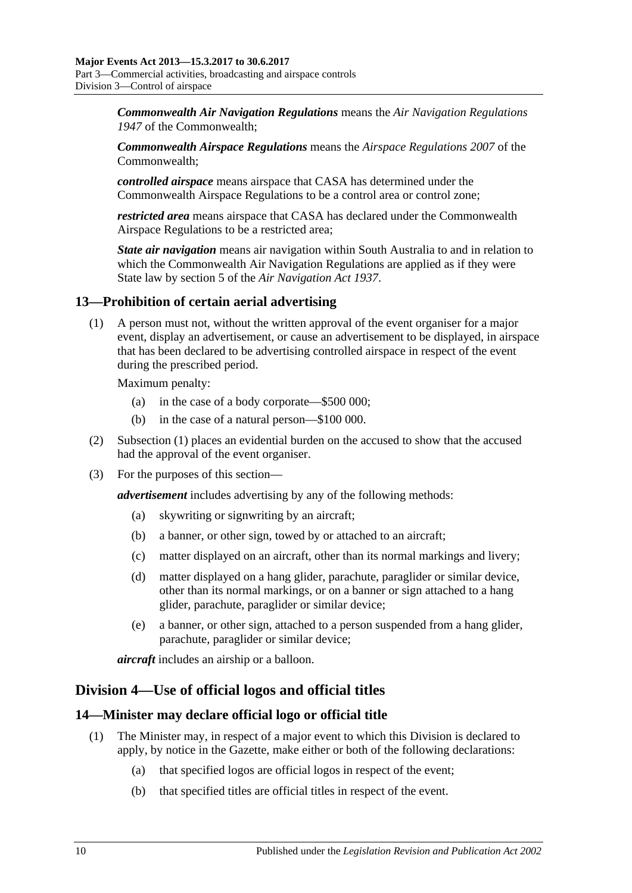***Commonwealth Air Navigation Regulations*** means the *Air Navigation Regulations 1947* of the Commonwealth;

***Commonwealth Airspace Regulations*** means the *Airspace Regulations 2007* of the Commonwealth;

***controlled airspace*** means airspace that CASA has determined under the Commonwealth Airspace Regulations to be a control area or control zone;

***restricted area*** means airspace that CASA has declared under the Commonwealth Airspace Regulations to be a restricted area;

***State air navigation*** means air navigation within South Australia to and in relation to which the Commonwealth Air Navigation Regulations are applied as if they were State law by section 5 of the *Air Navigation Act 1937*.

## 13—Prohibition of certain aerial advertising

(1) A person must not, without the written approval of the event organiser for a major event, display an advertisement, or cause an advertisement to be displayed, in airspace that has been declared to be advertising controlled airspace in respect of the event during the prescribed period.

Maximum penalty:

- (a) in the case of a body corporate—$500 000;
- (b) in the case of a natural person—$100 000.

(2) Subsection (1) places an evidential burden on the accused to show that the accused had the approval of the event organiser.

(3) For the purposes of this section—

***advertisement*** includes advertising by any of the following methods:

- (a) skywriting or signwriting by an aircraft;
- (b) a banner, or other sign, towed by or attached to an aircraft;
- (c) matter displayed on an aircraft, other than its normal markings and livery;
- (d) matter displayed on a hang glider, parachute, paraglider or similar device, other than its normal markings, or on a banner or sign attached to a hang glider, parachute, paraglider or similar device;
- (e) a banner, or other sign, attached to a person suspended from a hang glider, parachute, paraglider or similar device;

***aircraft*** includes an airship or a balloon.

# Division 4—Use of official logos and official titles

## 14—Minister may declare official logo or official title

(1) The Minister may, in respect of a major event to which this Division is declared to apply, by notice in the Gazette, make either or both of the following declarations:

- (a) that specified logos are official logos in respect of the event;
- (b) that specified titles are official titles in respect of the event.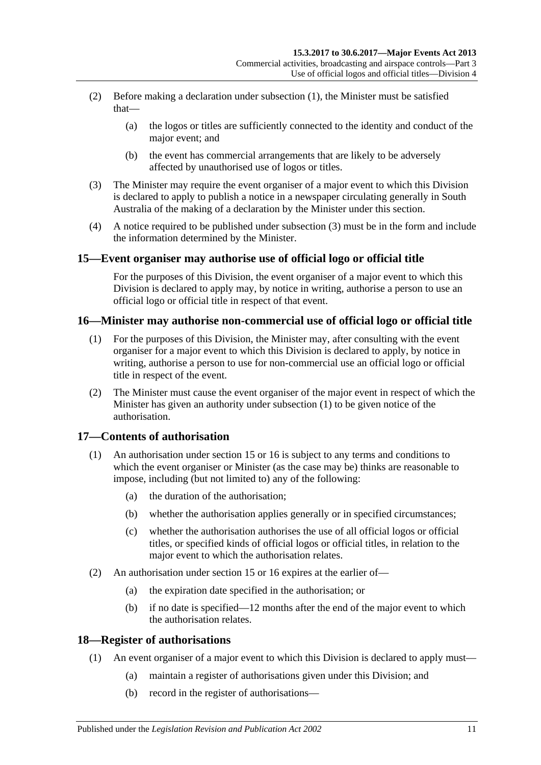(2) Before making a declaration under subsection (1), the Minister must be satisfied that—

(a) the logos or titles are sufficiently connected to the identity and conduct of the major event; and

(b) the event has commercial arrangements that are likely to be adversely affected by unauthorised use of logos or titles.

(3) The Minister may require the event organiser of a major event to which this Division is declared to apply to publish a notice in a newspaper circulating generally in South Australia of the making of a declaration by the Minister under this section.

(4) A notice required to be published under subsection (3) must be in the form and include the information determined by the Minister.

## 15—Event organiser may authorise use of official logo or official title

For the purposes of this Division, the event organiser of a major event to which this Division is declared to apply may, by notice in writing, authorise a person to use an official logo or official title in respect of that event.

## 16—Minister may authorise non-commercial use of official logo or official title

(1) For the purposes of this Division, the Minister may, after consulting with the event organiser for a major event to which this Division is declared to apply, by notice in writing, authorise a person to use for non-commercial use an official logo or official title in respect of the event.

(2) The Minister must cause the event organiser of the major event in respect of which the Minister has given an authority under subsection (1) to be given notice of the authorisation.

## 17—Contents of authorisation

(1) An authorisation under section 15 or 16 is subject to any terms and conditions to which the event organiser or Minister (as the case may be) thinks are reasonable to impose, including (but not limited to) any of the following:

(a) the duration of the authorisation;

(b) whether the authorisation applies generally or in specified circumstances;

(c) whether the authorisation authorises the use of all official logos or official titles, or specified kinds of official logos or official titles, in relation to the major event to which the authorisation relates.

(2) An authorisation under section 15 or 16 expires at the earlier of—

(a) the expiration date specified in the authorisation; or

(b) if no date is specified—12 months after the end of the major event to which the authorisation relates.

## 18—Register of authorisations

(1) An event organiser of a major event to which this Division is declared to apply must—

(a) maintain a register of authorisations given under this Division; and

(b) record in the register of authorisations—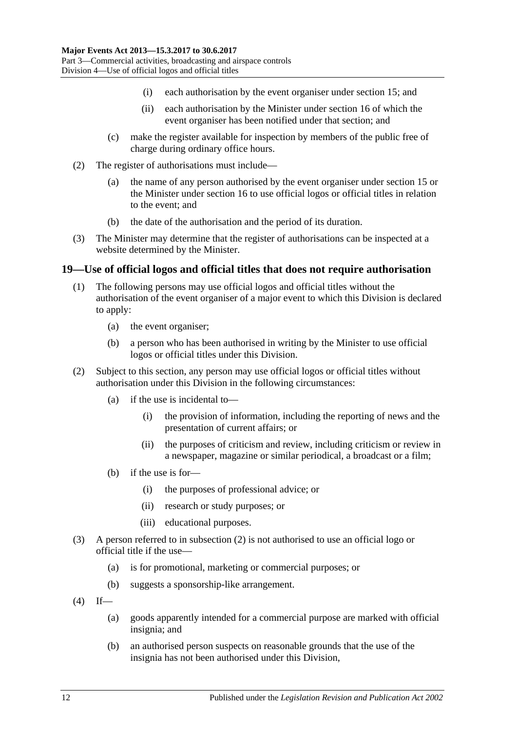(i) each authorisation by the event organiser under section 15; and

(ii) each authorisation by the Minister under section 16 of which the event organiser has been notified under that section; and

(c) make the register available for inspection by members of the public free of charge during ordinary office hours.

(2) The register of authorisations must include—

(a) the name of any person authorised by the event organiser under section 15 or the Minister under section 16 to use official logos or official titles in relation to the event; and

(b) the date of the authorisation and the period of its duration.

(3) The Minister may determine that the register of authorisations can be inspected at a website determined by the Minister.

## 19—Use of official logos and official titles that does not require authorisation

(1) The following persons may use official logos and official titles without the authorisation of the event organiser of a major event to which this Division is declared to apply:

(a) the event organiser;

(b) a person who has been authorised in writing by the Minister to use official logos or official titles under this Division.

(2) Subject to this section, any person may use official logos or official titles without authorisation under this Division in the following circumstances:

(a) if the use is incidental to—

(i) the provision of information, including the reporting of news and the presentation of current affairs; or

(ii) the purposes of criticism and review, including criticism or review in a newspaper, magazine or similar periodical, a broadcast or a film;

(b) if the use is for—

(i) the purposes of professional advice; or

(ii) research or study purposes; or

(iii) educational purposes.

(3) A person referred to in subsection (2) is not authorised to use an official logo or official title if the use—

(a) is for promotional, marketing or commercial purposes; or

(b) suggests a sponsorship-like arrangement.

(4) If—

(a) goods apparently intended for a commercial purpose are marked with official insignia; and

(b) an authorised person suspects on reasonable grounds that the use of the insignia has not been authorised under this Division,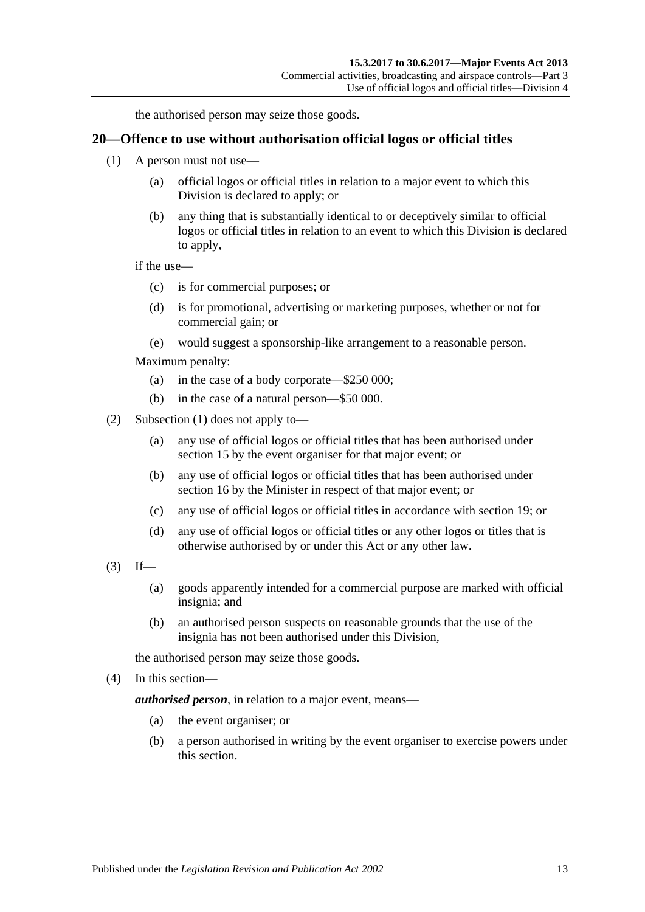the authorised person may seize those goods.

## 20—Offence to use without authorisation official logos or official titles

(1) A person must not use—

   (a) official logos or official titles in relation to a major event to which this Division is declared to apply; or

   (b) any thing that is substantially identical to or deceptively similar to official logos or official titles in relation to an event to which this Division is declared to apply,

   if the use—

   (c) is for commercial purposes; or

   (d) is for promotional, advertising or marketing purposes, whether or not for commercial gain; or

   (e) would suggest a sponsorship-like arrangement to a reasonable person.

   Maximum penalty:

   (a) in the case of a body corporate—$250 000;

   (b) in the case of a natural person—$50 000.

(2) Subsection (1) does not apply to—

   (a) any use of official logos or official titles that has been authorised under section 15 by the event organiser for that major event; or

   (b) any use of official logos or official titles that has been authorised under section 16 by the Minister in respect of that major event; or

   (c) any use of official logos or official titles in accordance with section 19; or

   (d) any use of official logos or official titles or any other logos or titles that is otherwise authorised by or under this Act or any other law.

(3) If—

   (a) goods apparently intended for a commercial purpose are marked with official insignia; and

   (b) an authorised person suspects on reasonable grounds that the use of the insignia has not been authorised under this Division,

   the authorised person may seize those goods.

(4) In this section—

   ***authorised person***, in relation to a major event, means—

   (a) the event organiser; or

   (b) a person authorised in writing by the event organiser to exercise powers under this section.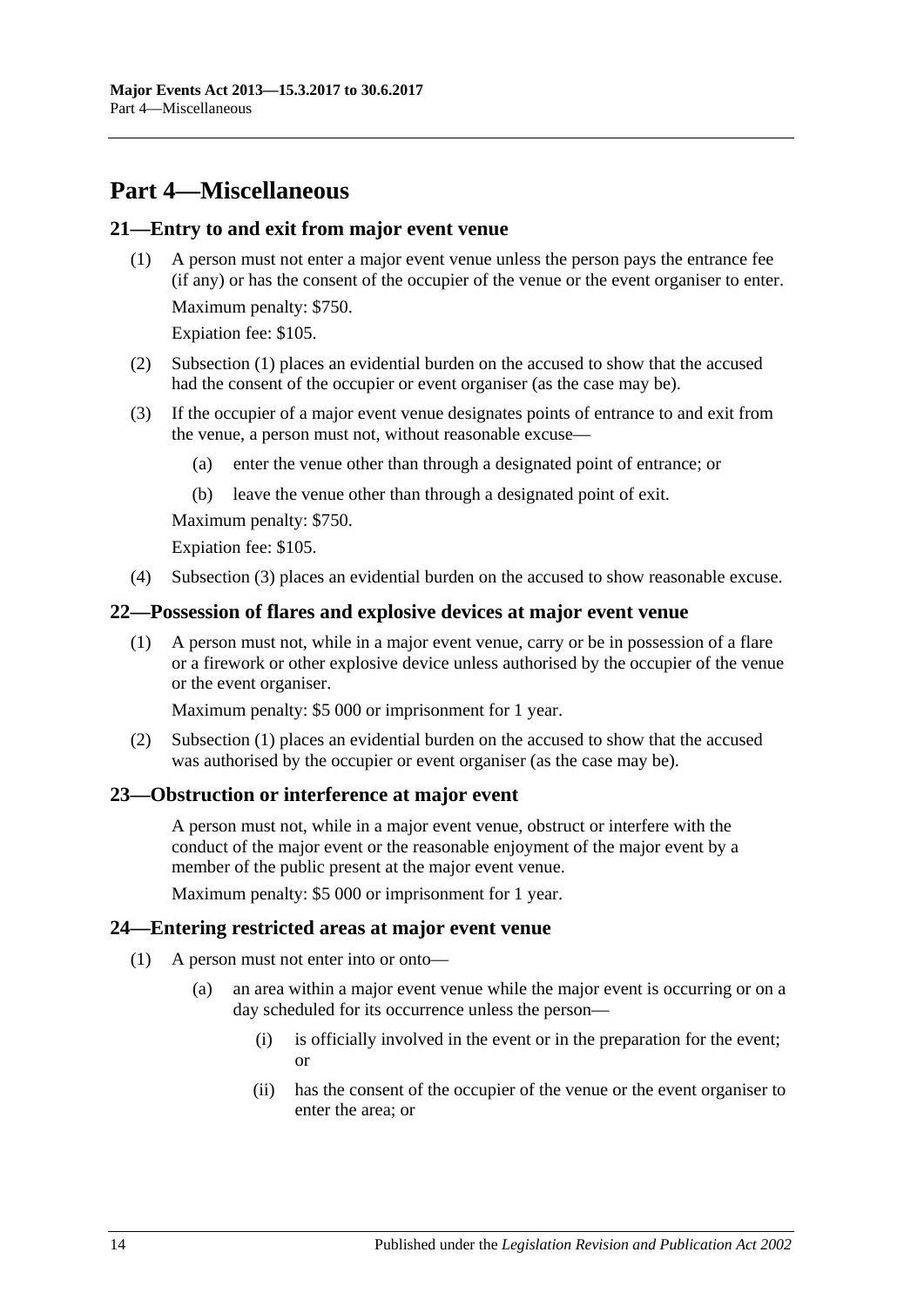# Part 4—Miscellaneous

## 21—Entry to and exit from major event venue

(1) A person must not enter a major event venue unless the person pays the entrance fee (if any) or has the consent of the occupier of the venue or the event organiser to enter.

Maximum penalty: $750.

Expiation fee: $105.

(2) Subsection (1) places an evidential burden on the accused to show that the accused had the consent of the occupier or event organiser (as the case may be).

(3) If the occupier of a major event venue designates points of entrance to and exit from the venue, a person must not, without reasonable excuse—

- (a) enter the venue other than through a designated point of entrance; or
- (b) leave the venue other than through a designated point of exit.

Maximum penalty: $750.

Expiation fee: $105.

(4) Subsection (3) places an evidential burden on the accused to show reasonable excuse.

## 22—Possession of flares and explosive devices at major event venue

(1) A person must not, while in a major event venue, carry or be in possession of a flare or a firework or other explosive device unless authorised by the occupier of the venue or the event organiser.

Maximum penalty: $5 000 or imprisonment for 1 year.

(2) Subsection (1) places an evidential burden on the accused to show that the accused was authorised by the occupier or event organiser (as the case may be).

## 23—Obstruction or interference at major event

A person must not, while in a major event venue, obstruct or interfere with the conduct of the major event or the reasonable enjoyment of the major event by a member of the public present at the major event venue.

Maximum penalty: $5 000 or imprisonment for 1 year.

## 24—Entering restricted areas at major event venue

(1) A person must not enter into or onto—

- (a) an area within a major event venue while the major event is occurring or on a day scheduled for its occurrence unless the person—
  - (i) is officially involved in the event or in the preparation for the event; or
  - (ii) has the consent of the occupier of the venue or the event organiser to enter the area; or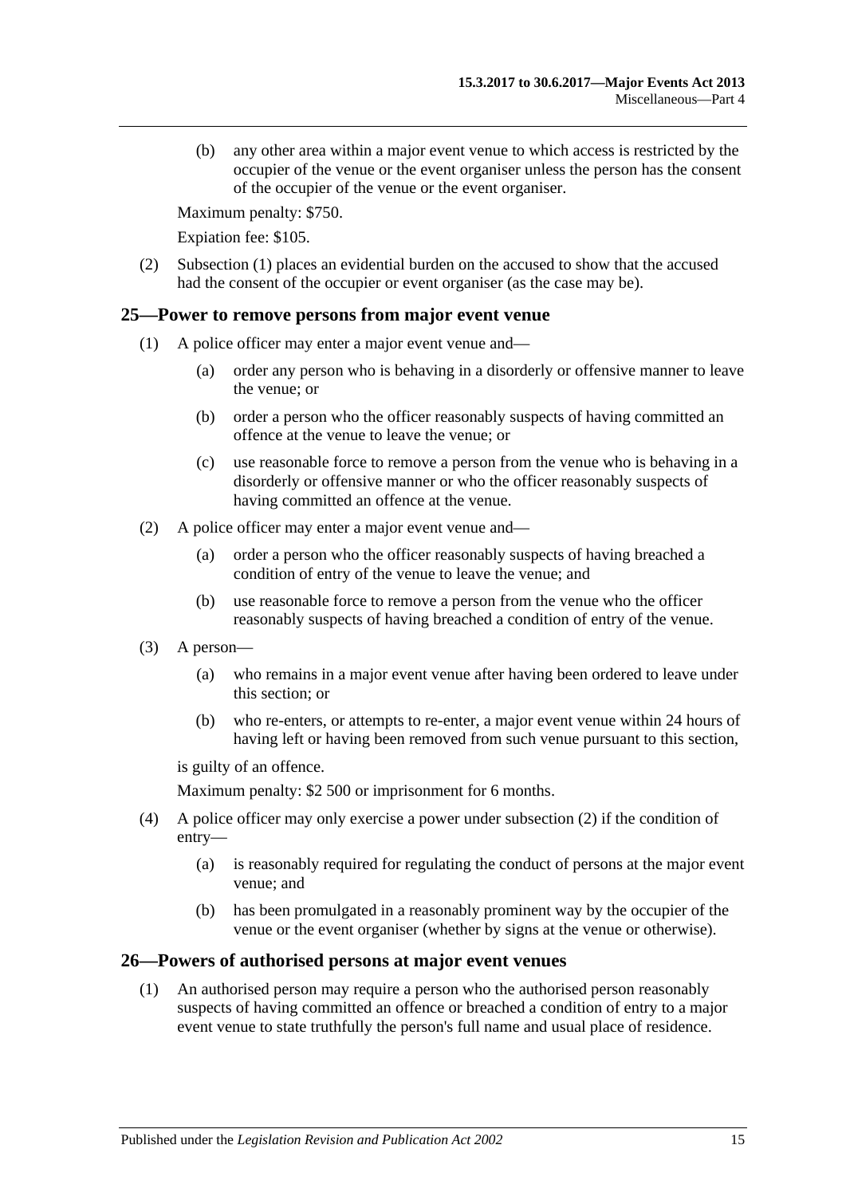(b) any other area within a major event venue to which access is restricted by the occupier of the venue or the event organiser unless the person has the consent of the occupier of the venue or the event organiser.

Maximum penalty: $750.

Expiation fee: $105.

(2) Subsection (1) places an evidential burden on the accused to show that the accused had the consent of the occupier or event organiser (as the case may be).

## 25—Power to remove persons from major event venue

(1) A police officer may enter a major event venue and—

(a) order any person who is behaving in a disorderly or offensive manner to leave the venue; or

(b) order a person who the officer reasonably suspects of having committed an offence at the venue to leave the venue; or

(c) use reasonable force to remove a person from the venue who is behaving in a disorderly or offensive manner or who the officer reasonably suspects of having committed an offence at the venue.

(2) A police officer may enter a major event venue and—

(a) order a person who the officer reasonably suspects of having breached a condition of entry of the venue to leave the venue; and

(b) use reasonable force to remove a person from the venue who the officer reasonably suspects of having breached a condition of entry of the venue.

(3) A person—

(a) who remains in a major event venue after having been ordered to leave under this section; or

(b) who re-enters, or attempts to re-enter, a major event venue within 24 hours of having left or having been removed from such venue pursuant to this section,

is guilty of an offence.

Maximum penalty: $2 500 or imprisonment for 6 months.

(4) A police officer may only exercise a power under subsection (2) if the condition of entry—

(a) is reasonably required for regulating the conduct of persons at the major event venue; and

(b) has been promulgated in a reasonably prominent way by the occupier of the venue or the event organiser (whether by signs at the venue or otherwise).

## 26—Powers of authorised persons at major event venues

(1) An authorised person may require a person who the authorised person reasonably suspects of having committed an offence or breached a condition of entry to a major event venue to state truthfully the person's full name and usual place of residence.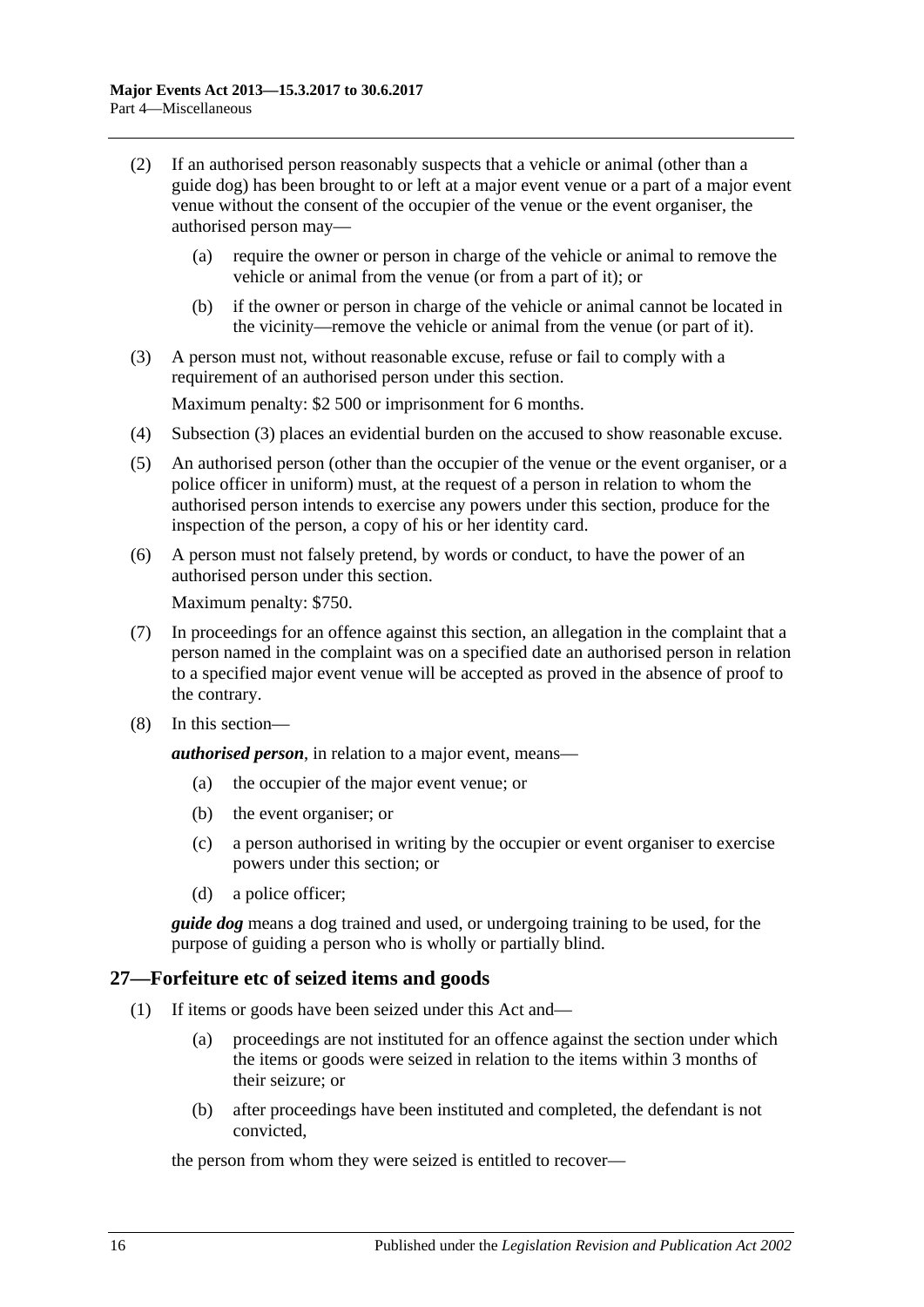(2) If an authorised person reasonably suspects that a vehicle or animal (other than a guide dog) has been brought to or left at a major event venue or a part of a major event venue without the consent of the occupier of the venue or the event organiser, the authorised person may—

(a) require the owner or person in charge of the vehicle or animal to remove the vehicle or animal from the venue (or from a part of it); or

(b) if the owner or person in charge of the vehicle or animal cannot be located in the vicinity—remove the vehicle or animal from the venue (or part of it).

(3) A person must not, without reasonable excuse, refuse or fail to comply with a requirement of an authorised person under this section.

Maximum penalty: $2 500 or imprisonment for 6 months.

(4) Subsection (3) places an evidential burden on the accused to show reasonable excuse.

(5) An authorised person (other than the occupier of the venue or the event organiser, or a police officer in uniform) must, at the request of a person in relation to whom the authorised person intends to exercise any powers under this section, produce for the inspection of the person, a copy of his or her identity card.

(6) A person must not falsely pretend, by words or conduct, to have the power of an authorised person under this section.

Maximum penalty: $750.

(7) In proceedings for an offence against this section, an allegation in the complaint that a person named in the complaint was on a specified date an authorised person in relation to a specified major event venue will be accepted as proved in the absence of proof to the contrary.

(8) In this section—

***authorised person***, in relation to a major event, means—

(a) the occupier of the major event venue; or

(b) the event organiser; or

(c) a person authorised in writing by the occupier or event organiser to exercise powers under this section; or

(d) a police officer;

***guide dog*** means a dog trained and used, or undergoing training to be used, for the purpose of guiding a person who is wholly or partially blind.

## 27—Forfeiture etc of seized items and goods

(1) If items or goods have been seized under this Act and—

(a) proceedings are not instituted for an offence against the section under which the items or goods were seized in relation to the items within 3 months of their seizure; or

(b) after proceedings have been instituted and completed, the defendant is not convicted,

the person from whom they were seized is entitled to recover—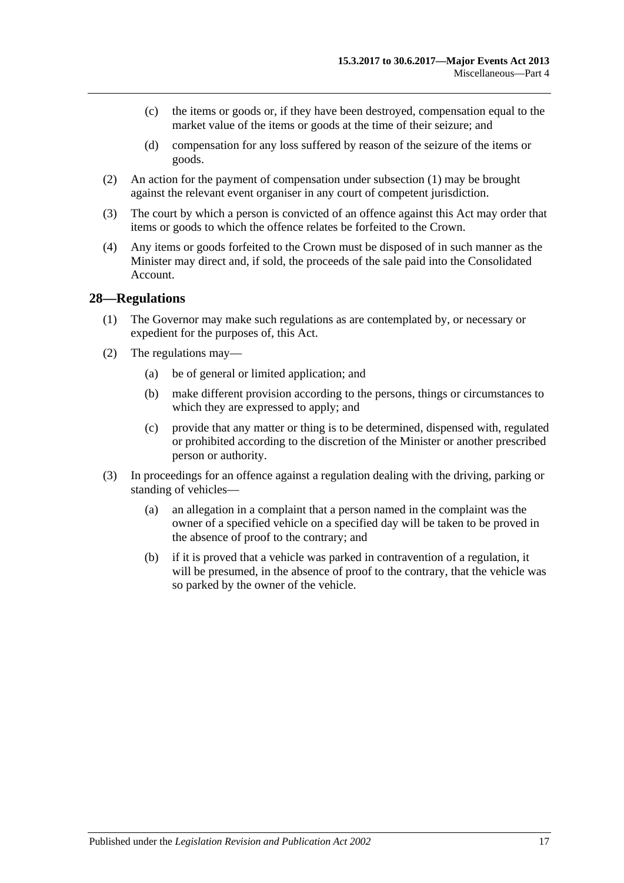(c) the items or goods or, if they have been destroyed, compensation equal to the market value of the items or goods at the time of their seizure; and

(d) compensation for any loss suffered by reason of the seizure of the items or goods.

(2) An action for the payment of compensation under subsection (1) may be brought against the relevant event organiser in any court of competent jurisdiction.

(3) The court by which a person is convicted of an offence against this Act may order that items or goods to which the offence relates be forfeited to the Crown.

(4) Any items or goods forfeited to the Crown must be disposed of in such manner as the Minister may direct and, if sold, the proceeds of the sale paid into the Consolidated Account.

## 28—Regulations

(1) The Governor may make such regulations as are contemplated by, or necessary or expedient for the purposes of, this Act.

(2) The regulations may—

(a) be of general or limited application; and

(b) make different provision according to the persons, things or circumstances to which they are expressed to apply; and

(c) provide that any matter or thing is to be determined, dispensed with, regulated or prohibited according to the discretion of the Minister or another prescribed person or authority.

(3) In proceedings for an offence against a regulation dealing with the driving, parking or standing of vehicles—

(a) an allegation in a complaint that a person named in the complaint was the owner of a specified vehicle on a specified day will be taken to be proved in the absence of proof to the contrary; and

(b) if it is proved that a vehicle was parked in contravention of a regulation, it will be presumed, in the absence of proof to the contrary, that the vehicle was so parked by the owner of the vehicle.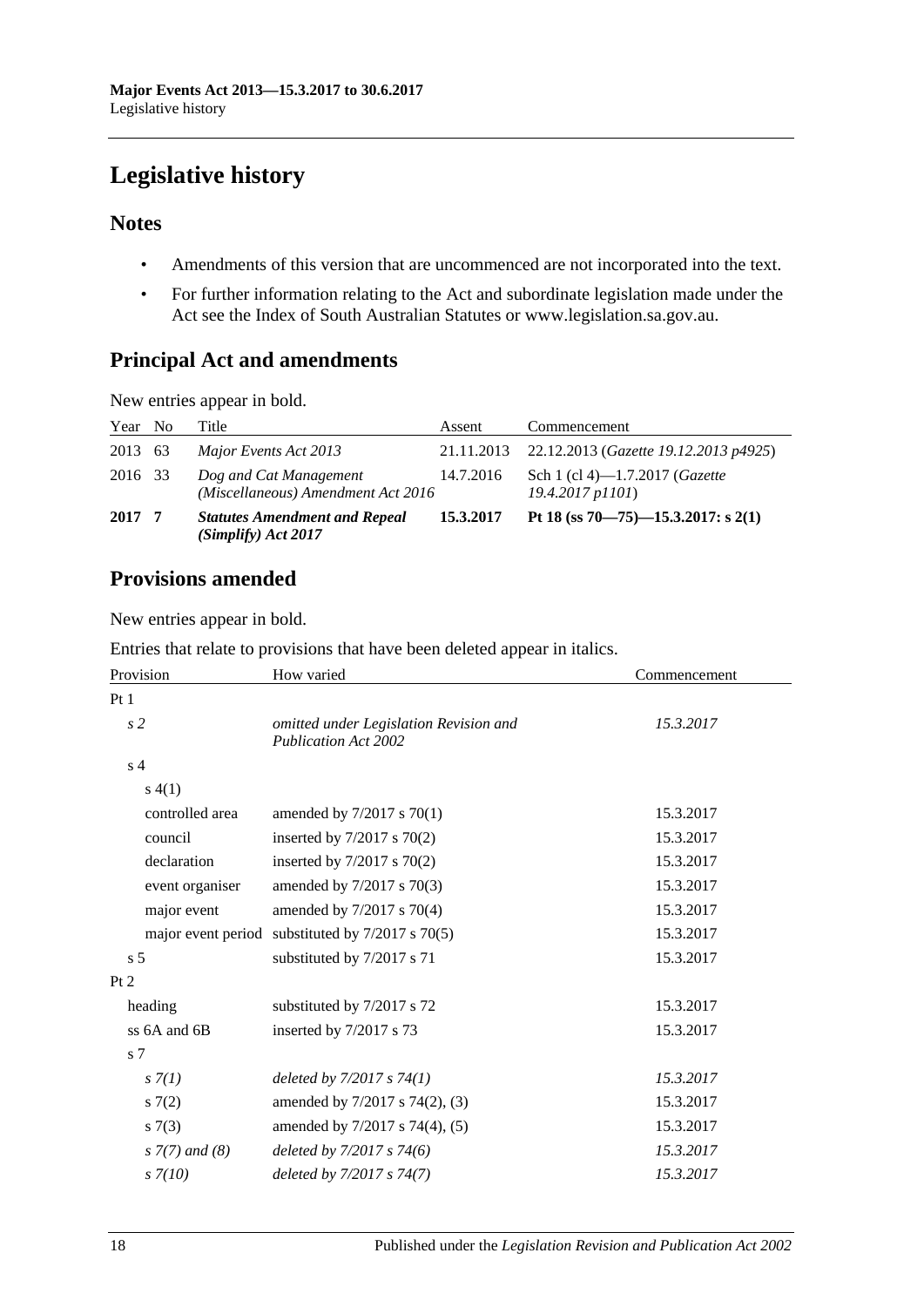# Legislative history

## Notes

- Amendments of this version that are uncommenced are not incorporated into the text.
- For further information relating to the Act and subordinate legislation made under the Act see the Index of South Australian Statutes or www.legislation.sa.gov.au.

## Principal Act and amendments

New entries appear in bold.

| Year | No | Title | Assent | Commencement |
|---|---|---|---|---|
| 2013 | 63 | *Major Events Act 2013* | 21.11.2013 | 22.12.2013 (*Gazette 19.12.2013 p4925*) |
| 2016 | 33 | *Dog and Cat Management (Miscellaneous) Amendment Act 2016* | 14.7.2016 | Sch 1 (cl 4)—1.7.2017 (*Gazette 19.4.2017 p1101*) |
| **2017** | **7** | ***Statutes Amendment and Repeal (Simplify) Act 2017*** | **15.3.2017** | **Pt 18 (ss 70—75)—15.3.2017: s 2(1)** |

## Provisions amended

New entries appear in bold.

Entries that relate to provisions that have been deleted appear in italics.

| Provision | How varied | Commencement |
|---|---|---|
| Pt 1 | | |
| *s 2* | *omitted under Legislation Revision and Publication Act 2002* | *15.3.2017* |
| s 4 | | |
| s 4(1) | | |
| controlled area | amended by 7/2017 s 70(1) | 15.3.2017 |
| council | inserted by 7/2017 s 70(2) | 15.3.2017 |
| declaration | inserted by 7/2017 s 70(2) | 15.3.2017 |
| event organiser | amended by 7/2017 s 70(3) | 15.3.2017 |
| major event | amended by 7/2017 s 70(4) | 15.3.2017 |
| major event period | substituted by 7/2017 s 70(5) | 15.3.2017 |
| s 5 | substituted by 7/2017 s 71 | 15.3.2017 |
| Pt 2 | | |
| heading | substituted by 7/2017 s 72 | 15.3.2017 |
| ss 6A and 6B | inserted by 7/2017 s 73 | 15.3.2017 |
| s 7 | | |
| *s 7(1)* | *deleted by 7/2017 s 74(1)* | *15.3.2017* |
| s 7(2) | amended by 7/2017 s 74(2), (3) | 15.3.2017 |
| s 7(3) | amended by 7/2017 s 74(4), (5) | 15.3.2017 |
| *s 7(7) and (8)* | *deleted by 7/2017 s 74(6)* | *15.3.2017* |
| *s 7(10)* | *deleted by 7/2017 s 74(7)* | *15.3.2017* |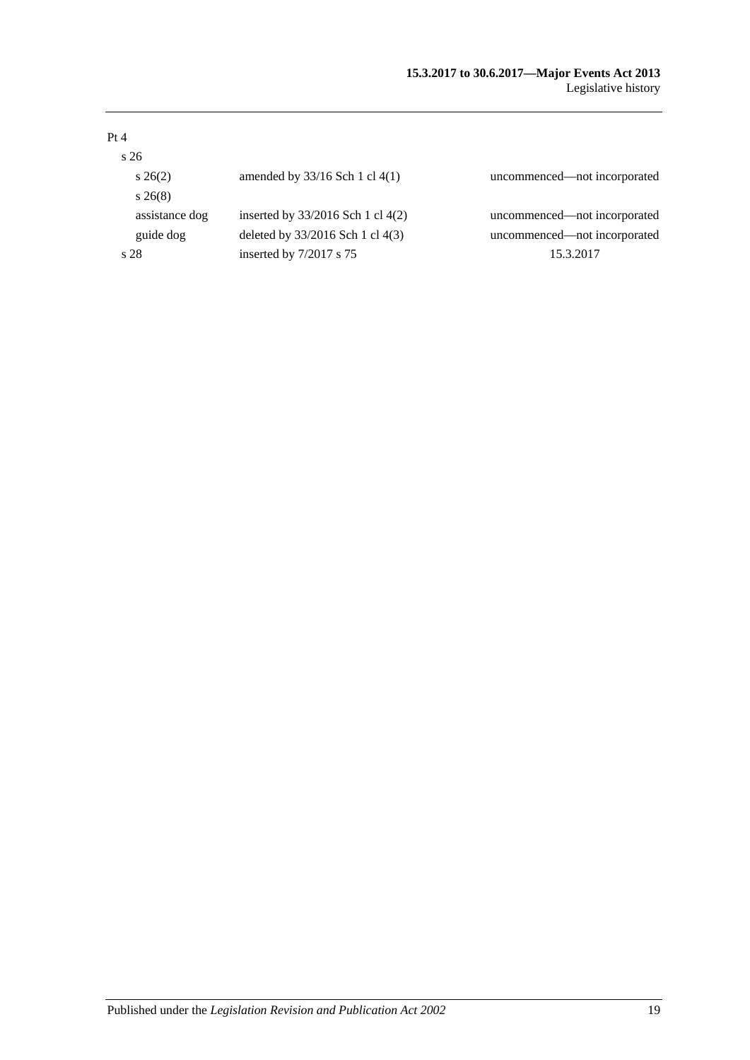Pt 4

| | | |
|---|---|---|
| s 26 | | |
| s 26(2) | amended by 33/16 Sch 1 cl 4(1) | uncommenced—not incorporated |
| s 26(8) | | |
| assistance dog | inserted by 33/2016 Sch 1 cl 4(2) | uncommenced—not incorporated |
| guide dog | deleted by 33/2016 Sch 1 cl 4(3) | uncommenced—not incorporated |
| s 28 | inserted by 7/2017 s 75 | 15.3.2017 |